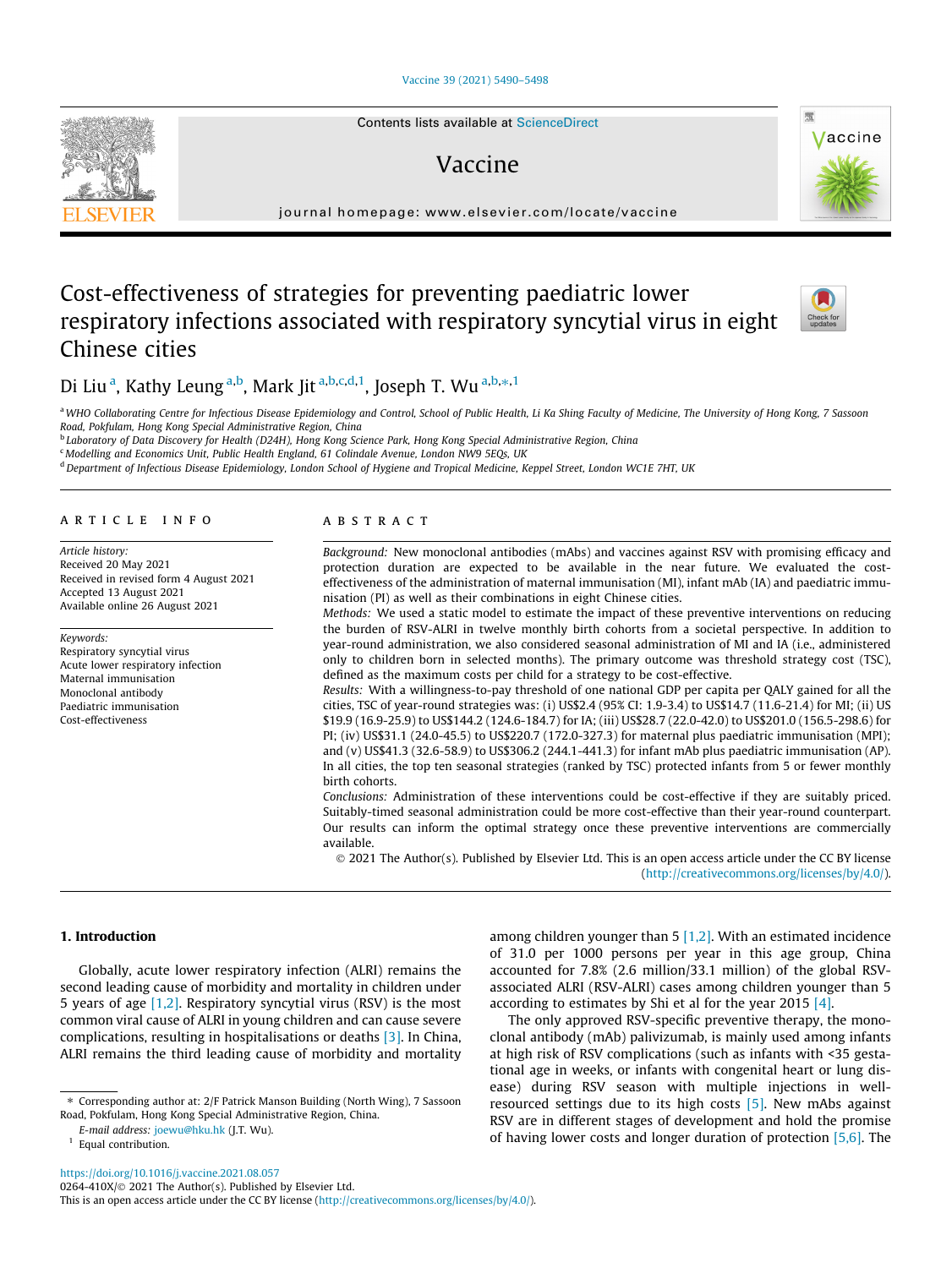# Cost-effectiveness of strategies for preventing paediatric lower respiratory infections associated with respiratory syncytial virus in eight Chinese cities

Di Liu [a], Kathy Leung [a,b], Mark Jit [a,b,c,d,1], Joseph T. Wu [a,b,*,1]

[a] WHO Collaborating Centre for Infectious Disease Epidemiology and Control, School of Public Health, Li Ka Shing Faculty of Medicine, The University of Hong Kong, 7 Sassoon Road, Pokfulam, Hong Kong Special Administrative Region, China

[b] Laboratory of Data Discovery for Health (D24H), Hong Kong Science Park, Hong Kong Special Administrative Region, China

[c] Modelling and Economics Unit, Public Health England, 61 Colindale Avenue, London NW9 5EQs, UK

[d] Department of Infectious Disease Epidemiology, London School of Hygiene and Tropical Medicine, Keppel Street, London WC1E 7HT, UK

## ARTICLE INFO

*Article history:*
Received 20 May 2021
Received in revised form 4 August 2021
Accepted 13 August 2021
Available online 26 August 2021

*Keywords:*
Respiratory syncytial virus
Acute lower respiratory infection
Maternal immunisation
Monoclonal antibody
Paediatric immunisation
Cost-effectiveness

## ABSTRACT

*Background:* New monoclonal antibodies (mAbs) and vaccines against RSV with promising efficacy and protection duration are expected to be available in the near future. We evaluated the cost-effectiveness of the administration of maternal immunisation (MI), infant mAb (IA) and paediatric immunisation (PI) as well as their combinations in eight Chinese cities.

*Methods:* We used a static model to estimate the impact of these preventive interventions on reducing the burden of RSV-ALRI in twelve monthly birth cohorts from a societal perspective. In addition to year-round administration, we also considered seasonal administration of MI and IA (i.e., administered only to children born in selected months). The primary outcome was threshold strategy cost (TSC), defined as the maximum costs per child for a strategy to be cost-effective.

*Results:* With a willingness-to-pay threshold of one national GDP per capita per QALY gained for all the cities, TSC of year-round strategies was: (i) US$2.4 (95% CI: 1.9-3.4) to US$14.7 (11.6-21.4) for MI; (ii) US $19.9 (16.9-25.9) to US$144.2 (124.6-184.7) for IA; (iii) US$28.7 (22.0-42.0) to US$201.0 (156.5-298.6) for PI; (iv) US$31.1 (24.0-45.5) to US$220.7 (172.0-327.3) for maternal plus paediatric immunisation (MPI); and (v) US$41.3 (32.6-58.9) to US$306.2 (244.1-441.3) for infant mAb plus paediatric immunisation (AP). In all cities, the top ten seasonal strategies (ranked by TSC) protected infants from 5 or fewer monthly birth cohorts.

*Conclusions:* Administration of these interventions could be cost-effective if they are suitably priced. Suitably-timed seasonal administration could be more cost-effective than their year-round counterpart. Our results can inform the optimal strategy once these preventive interventions are commercially available.

© 2021 The Author(s). Published by Elsevier Ltd. This is an open access article under the CC BY license (http://creativecommons.org/licenses/by/4.0/).

## 1. Introduction

Globally, acute lower respiratory infection (ALRI) remains the second leading cause of morbidity and mortality in children under 5 years of age [1,2]. Respiratory syncytial virus (RSV) is the most common viral cause of ALRI in young children and can cause severe complications, resulting in hospitalisations or deaths [3]. In China, ALRI remains the third leading cause of morbidity and mortality among children younger than 5 [1,2]. With an estimated incidence of 31.0 per 1000 persons per year in this age group, China accounted for 7.8% (2.6 million/33.1 million) of the global RSV-associated ALRI (RSV-ALRI) cases among children younger than 5 according to estimates by Shi et al for the year 2015 [4].

The only approved RSV-specific preventive therapy, the monoclonal antibody (mAb) palivizumab, is mainly used among infants at high risk of RSV complications (such as infants with <35 gestational age in weeks, or infants with congenital heart or lung disease) during RSV season with multiple injections in well-resourced settings due to its high costs [5]. New mAbs against RSV are in different stages of development and hold the promise of having lower costs and longer duration of protection [5,6]. The

\* Corresponding author at: 2/F Patrick Manson Building (North Wing), 7 Sassoon Road, Pokfulam, Hong Kong Special Administrative Region, China.

*E-mail address:* joewu@hku.hk (J.T. Wu).

[1] Equal contribution.

https://doi.org/10.1016/j.vaccine.2021.08.057
0264-410X/© 2021 The Author(s). Published by Elsevier Ltd.
This is an open access article under the CC BY license (http://creativecommons.org/licenses/by/4.0/).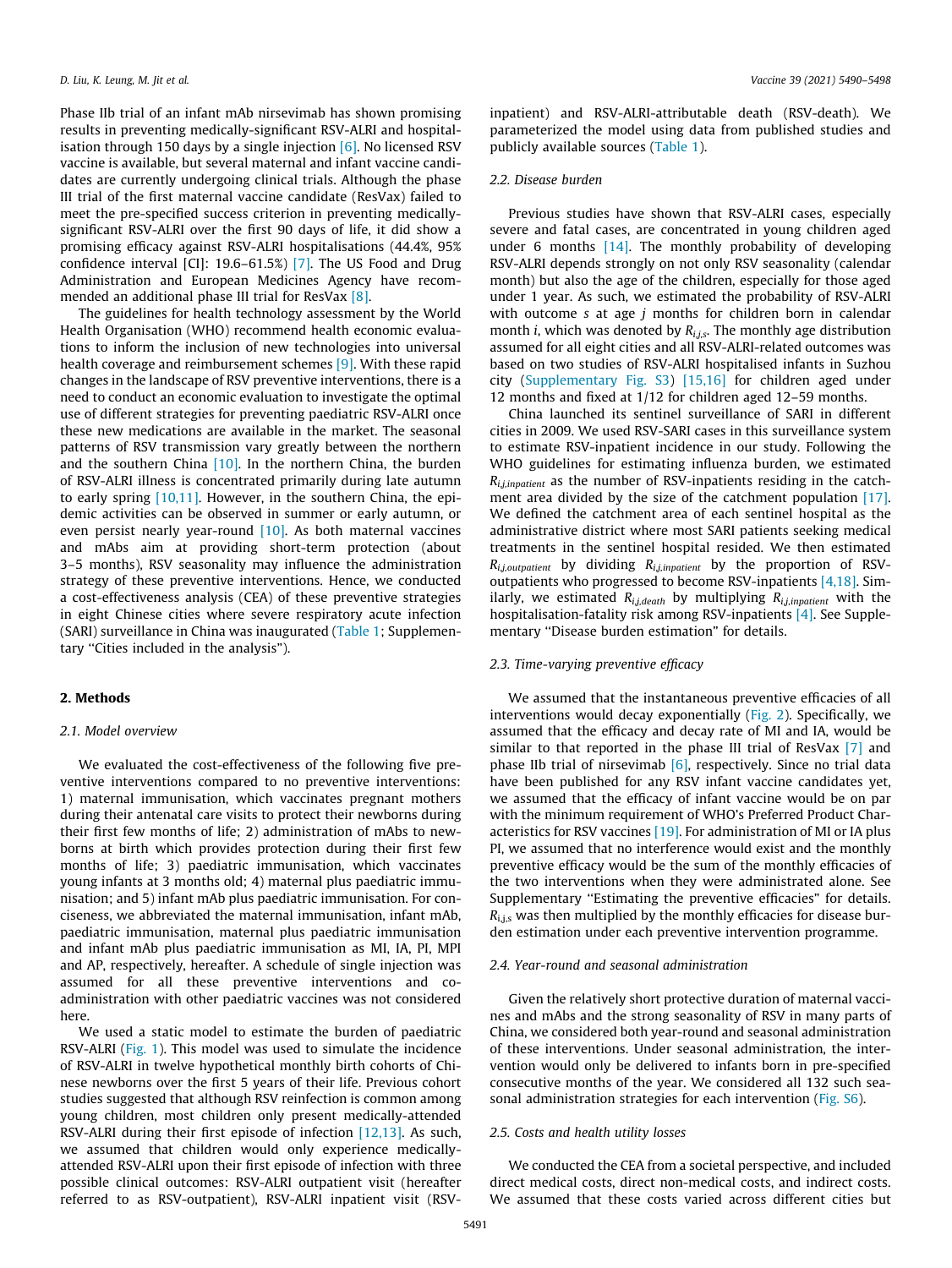Phase IIb trial of an infant mAb nirsevimab has shown promising results in preventing medically-significant RSV-ALRI and hospitalisation through 150 days by a single injection [6]. No licensed RSV vaccine is available, but several maternal and infant vaccine candidates are currently undergoing clinical trials. Although the phase III trial of the first maternal vaccine candidate (ResVax) failed to meet the pre-specified success criterion in preventing medically-significant RSV-ALRI over the first 90 days of life, it did show a promising efficacy against RSV-ALRI hospitalisations (44.4%, 95% confidence interval [CI]: 19.6–61.5%) [7]. The US Food and Drug Administration and European Medicines Agency have recommended an additional phase III trial for ResVax [8].

The guidelines for health technology assessment by the World Health Organisation (WHO) recommend health economic evaluations to inform the inclusion of new technologies into universal health coverage and reimbursement schemes [9]. With these rapid changes in the landscape of RSV preventive interventions, there is a need to conduct an economic evaluation to investigate the optimal use of different strategies for preventing paediatric RSV-ALRI once these new medications are available in the market. The seasonal patterns of RSV transmission vary greatly between the northern and the southern China [10]. In the northern China, the burden of RSV-ALRI illness is concentrated primarily during late autumn to early spring [10,11]. However, in the southern China, the epidemic activities can be observed in summer or early autumn, or even persist nearly year-round [10]. As both maternal vaccines and mAbs aim at providing short-term protection (about 3–5 months), RSV seasonality may influence the administration strategy of these preventive interventions. Hence, we conducted a cost-effectiveness analysis (CEA) of these preventive strategies in eight Chinese cities where severe respiratory acute infection (SARI) surveillance in China was inaugurated (Table 1; Supplementary "Cities included in the analysis").

## 2. Methods

### 2.1. Model overview

We evaluated the cost-effectiveness of the following five preventive interventions compared to no preventive interventions: 1) maternal immunisation, which vaccinates pregnant mothers during their antenatal care visits to protect their newborns during their first few months of life; 2) administration of mAbs to newborns at birth which provides protection during their first few months of life; 3) paediatric immunisation, which vaccinates young infants at 3 months old; 4) maternal plus paediatric immunisation; and 5) infant mAb plus paediatric immunisation. For conciseness, we abbreviated the maternal immunisation, infant mAb, paediatric immunisation, maternal plus paediatric immunisation and infant mAb plus paediatric immunisation as MI, IA, PI, MPI and AP, respectively, hereafter. A schedule of single injection was assumed for all these preventive interventions and co-administration with other paediatric vaccines was not considered here.

We used a static model to estimate the burden of paediatric RSV-ALRI (Fig. 1). This model was used to simulate the incidence of RSV-ALRI in twelve hypothetical monthly birth cohorts of Chinese newborns over the first 5 years of their life. Previous cohort studies suggested that although RSV reinfection is common among young children, most children only present medically-attended RSV-ALRI during their first episode of infection [12,13]. As such, we assumed that children would only experience medically-attended RSV-ALRI upon their first episode of infection with three possible clinical outcomes: RSV-ALRI outpatient visit (hereafter referred to as RSV-outpatient), RSV-ALRI inpatient visit (RSV-inpatient) and RSV-ALRI-attributable death (RSV-death). We parameterized the model using data from published studies and publicly available sources (Table 1).

### 2.2. Disease burden

Previous studies have shown that RSV-ALRI cases, especially severe and fatal cases, are concentrated in young children aged under 6 months [14]. The monthly probability of developing RSV-ALRI depends strongly on not only RSV seasonality (calendar month) but also the age of the children, especially for those aged under 1 year. As such, we estimated the probability of RSV-ALRI with outcome $s$ at age $j$ months for children born in calendar month $i$, which was denoted by $R_{i,j,s}$. The monthly age distribution assumed for all eight cities and all RSV-ALRI-related outcomes was based on two studies of RSV-ALRI hospitalised infants in Suzhou city (Supplementary Fig. S3) [15,16] for children aged under 12 months and fixed at 1/12 for children aged 12–59 months.

China launched its sentinel surveillance of SARI in different cities in 2009. We used RSV-SARI cases in this surveillance system to estimate RSV-inpatient incidence in our study. Following the WHO guidelines for estimating influenza burden, we estimated $R_{i,j,inpatient}$ as the number of RSV-inpatients residing in the catchment area divided by the size of the catchment population [17]. We defined the catchment area of each sentinel hospital as the administrative district where most SARI patients seeking medical treatments in the sentinel hospital resided. We then estimated $R_{i,j,outpatient}$ by dividing $R_{i,j,inpatient}$ by the proportion of RSV-outpatients who progressed to become RSV-inpatients [4,18]. Similarly, we estimated $R_{i,j,death}$ by multiplying $R_{i,j,inpatient}$ with the hospitalisation-fatality risk among RSV-inpatients [4]. See Supplementary "Disease burden estimation" for details.

### 2.3. Time-varying preventive efficacy

We assumed that the instantaneous preventive efficacies of all interventions would decay exponentially (Fig. 2). Specifically, we assumed that the efficacy and decay rate of MI and IA, would be similar to that reported in the phase III trial of ResVax [7] and phase IIb trial of nirsevimab [6], respectively. Since no trial data have been published for any RSV infant vaccine candidates yet, we assumed that the efficacy of infant vaccine would be on par with the minimum requirement of WHO's Preferred Product Characteristics for RSV vaccines [19]. For administration of MI or IA plus PI, we assumed that no interference would exist and the monthly preventive efficacy would be the sum of the monthly efficacies of the two interventions when they were administrated alone. See Supplementary "Estimating the preventive efficacies" for details. $R_{i,j,s}$ was then multiplied by the monthly efficacies for disease burden estimation under each preventive intervention programme.

### 2.4. Year-round and seasonal administration

Given the relatively short protective duration of maternal vaccines and mAbs and the strong seasonality of RSV in many parts of China, we considered both year-round and seasonal administration of these interventions. Under seasonal administration, the intervention would only be delivered to infants born in pre-specified consecutive months of the year. We considered all 132 such seasonal administration strategies for each intervention (Fig. S6).

### 2.5. Costs and health utility losses

We conducted the CEA from a societal perspective, and included direct medical costs, direct non-medical costs, and indirect costs. We assumed that these costs varied across different cities but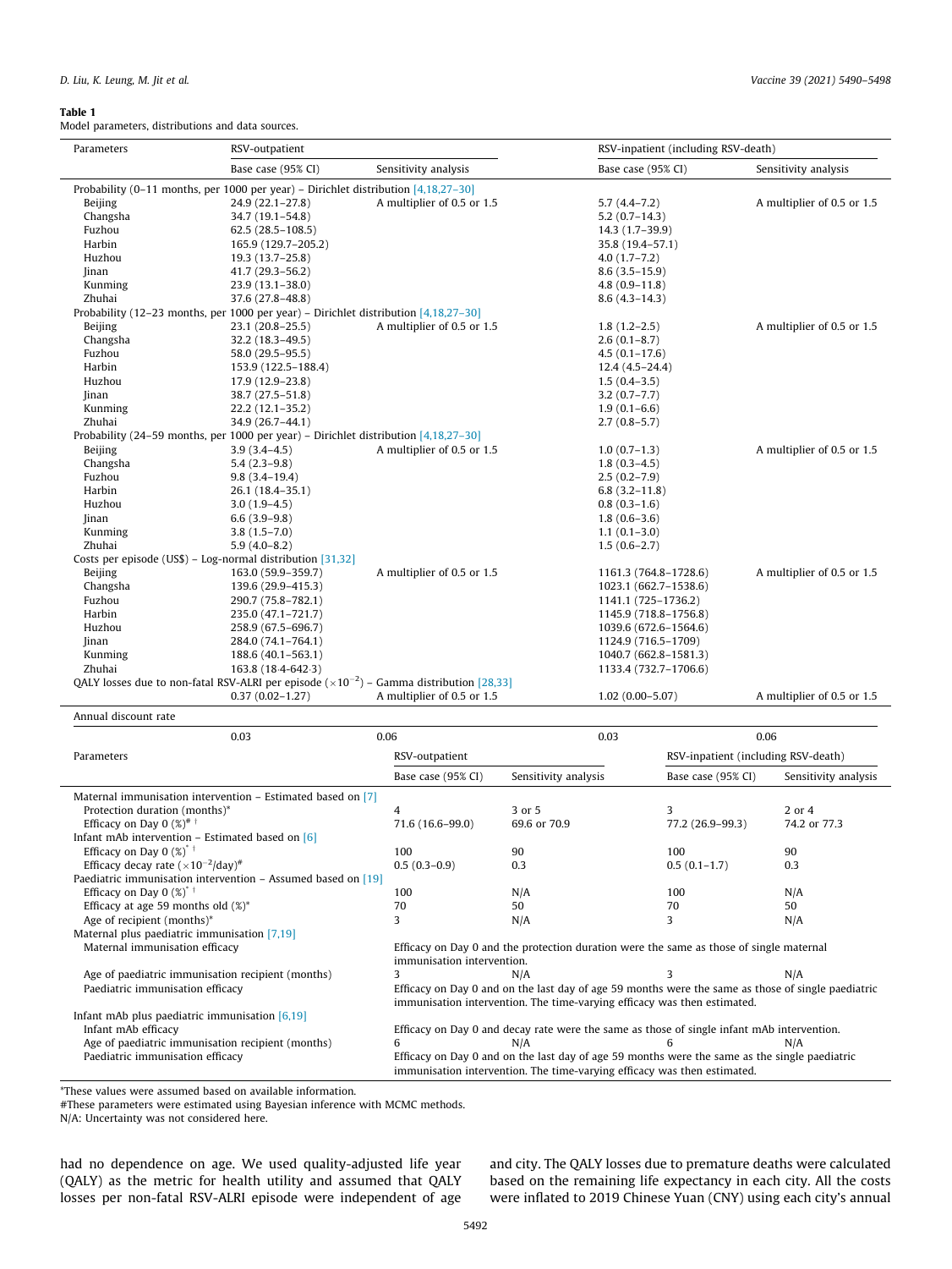**Table 1**
Model parameters, distributions and data sources.

| Parameters | RSV-outpatient | | RSV-inpatient (including RSV-death) | |
|---|---|---|---|---|
| | Base case (95% CI) | Sensitivity analysis | Base case (95% CI) | Sensitivity analysis |
| Probability (0–11 months, per 1000 per year) – Dirichlet distribution [4,18,27–30] | | | | |
| Beijing | 24.9 (22.1–27.8) | A multiplier of 0.5 or 1.5 | 5.7 (4.4–7.2) | A multiplier of 0.5 or 1.5 |
| Changsha | 34.7 (19.1–54.8) | | 5.2 (0.7–14.3) | |
| Fuzhou | 62.5 (28.5–108.5) | | 14.3 (1.7–39.9) | |
| Harbin | 165.9 (129.7–205.2) | | 35.8 (19.4–57.1) | |
| Huzhou | 19.3 (13.7–25.8) | | 4.0 (1.7–7.2) | |
| Jinan | 41.7 (29.3–56.2) | | 8.6 (3.5–15.9) | |
| Kunming | 23.9 (13.1–38.0) | | 4.8 (0.9–11.8) | |
| Zhuhai | 37.6 (27.8–48.8) | | 8.6 (4.3–14.3) | |
| Probability (12–23 months, per 1000 per year) – Dirichlet distribution [4,18,27–30] | | | | |
| Beijing | 23.1 (20.8–25.5) | A multiplier of 0.5 or 1.5 | 1.8 (1.2–2.5) | A multiplier of 0.5 or 1.5 |
| Changsha | 32.2 (18.3–49.5) | | 2.6 (0.1–8.7) | |
| Fuzhou | 58.0 (29.5–95.5) | | 4.5 (0.1–17.6) | |
| Harbin | 153.9 (122.5–188.4) | | 12.4 (4.5–24.4) | |
| Huzhou | 17.9 (12.9–23.8) | | 1.5 (0.4–3.5) | |
| Jinan | 38.7 (27.5–51.8) | | 3.2 (0.7–7.7) | |
| Kunming | 22.2 (12.1–35.2) | | 1.9 (0.1–6.6) | |
| Zhuhai | 34.9 (26.7–44.1) | | 2.7 (0.8–5.7) | |
| Probability (24–59 months, per 1000 per year) – Dirichlet distribution [4,18,27–30] | | | | |
| Beijing | 3.9 (3.4–4.5) | A multiplier of 0.5 or 1.5 | 1.0 (0.7–1.3) | A multiplier of 0.5 or 1.5 |
| Changsha | 5.4 (2.3–9.8) | | 1.8 (0.3–4.5) | |
| Fuzhou | 9.8 (3.4–19.4) | | 2.5 (0.2–7.9) | |
| Harbin | 26.1 (18.4–35.1) | | 6.8 (3.2–11.8) | |
| Huzhou | 3.0 (1.9–4.5) | | 0.8 (0.3–1.6) | |
| Jinan | 6.6 (3.9–9.8) | | 1.8 (0.6–3.6) | |
| Kunming | 3.8 (1.5–7.0) | | 1.1 (0.1–3.0) | |
| Zhuhai | 5.9 (4.0–8.2) | | 1.5 (0.6–2.7) | |
| Costs per episode (US$) – Log-normal distribution [31,32] | | | | |
| Beijing | 163.0 (59.9–359.7) | A multiplier of 0.5 or 1.5 | 1161.3 (764.8–1728.6) | A multiplier of 0.5 or 1.5 |
| Changsha | 139.6 (29.9–415.3) | | 1023.1 (662.7–1538.6) | |
| Fuzhou | 290.7 (75.8–782.1) | | 1141.1 (725–1736.2) | |
| Harbin | 235.0 (47.1–721.7) | | 1145.9 (718.8–1756.8) | |
| Huzhou | 258.9 (67.5–696.7) | | 1039.6 (672.6–1564.6) | |
| Jinan | 284.0 (74.1–764.1) | | 1124.9 (716.5–1709) | |
| Kunming | 188.6 (40.1–563.1) | | 1040.7 (662.8–1581.3) | |
| Zhuhai | 163.8 (18·4-642·3) | | 1133.4 (732.7–1706.6) | |
| QALY losses due to non-fatal RSV-ALRI per episode ($\times10^{-2}$) – Gamma distribution [28,33] | | | | |
| | 0.37 (0.02–1.27) | A multiplier of 0.5 or 1.5 | 1.02 (0.00–5.07) | A multiplier of 0.5 or 1.5 |
| Annual discount rate | | | | |
| | 0.03 | 0.06 | 0.03 | 0.06 |

| Parameters | RSV-outpatient | | RSV-inpatient (including RSV-death) | |
|---|---|---|---|---|
| | Base case (95% CI) | Sensitivity analysis | Base case (95% CI) | Sensitivity analysis |
| Maternal immunisation intervention – Estimated based on [7] | | | | |
| Protection duration (months)* | 4 | 3 or 5 | 3 | 2 or 4 |
| Efficacy on Day 0 (%)# † | 71.6 (16.6–99.0) | 69.6 or 70.9 | 77.2 (26.9–99.3) | 74.2 or 77.3 |
| Infant mAb intervention – Estimated based on [6] | | | | |
| Efficacy on Day 0 (%)* † | 100 | 90 | 100 | 90 |
| Efficacy decay rate ($\times10^{-2}$/day)# | 0.5 (0.3–0.9) | 0.3 | 0.5 (0.1–1.7) | 0.3 |
| Paediatric immunisation intervention – Assumed based on [19] | | | | |
| Efficacy on Day 0 (%)* † | 100 | N/A | 100 | N/A |
| Efficacy at age 59 months old (%)* | 70 | 50 | 70 | 50 |
| Age of recipient (months)* | 3 | N/A | 3 | N/A |
| Maternal plus paediatric immunisation [7,19] | | | | |
| Maternal immunisation efficacy | Efficacy on Day 0 and the protection duration were the same as those of single maternal immunisation intervention. | | | |
| Age of paediatric immunisation recipient (months) | 3 | N/A | 3 | N/A |
| Paediatric immunisation efficacy | Efficacy on Day 0 and on the last day of age 59 months were the same as those of single paediatric immunisation intervention. The time-varying efficacy was then estimated. | | | |
| Infant mAb plus paediatric immunisation [6,19] | | | | |
| Infant mAb efficacy | Efficacy on Day 0 and decay rate were the same as those of single infant mAb intervention. | | | |
| Age of paediatric immunisation recipient (months) | 6 | N/A | 6 | N/A |
| Paediatric immunisation efficacy | Efficacy on Day 0 and on the last day of age 59 months were the same as the single paediatric immunisation intervention. The time-varying efficacy was then estimated. | | | |

*These values were assumed based on available information.
#These parameters were estimated using Bayesian inference with MCMC methods.
N/A: Uncertainty was not considered here.

had no dependence on age. We used quality-adjusted life year (QALY) as the metric for health utility and assumed that QALY losses per non-fatal RSV-ALRI episode were independent of age and city. The QALY losses due to premature deaths were calculated based on the remaining life expectancy in each city. All the costs were inflated to 2019 Chinese Yuan (CNY) using each city's annual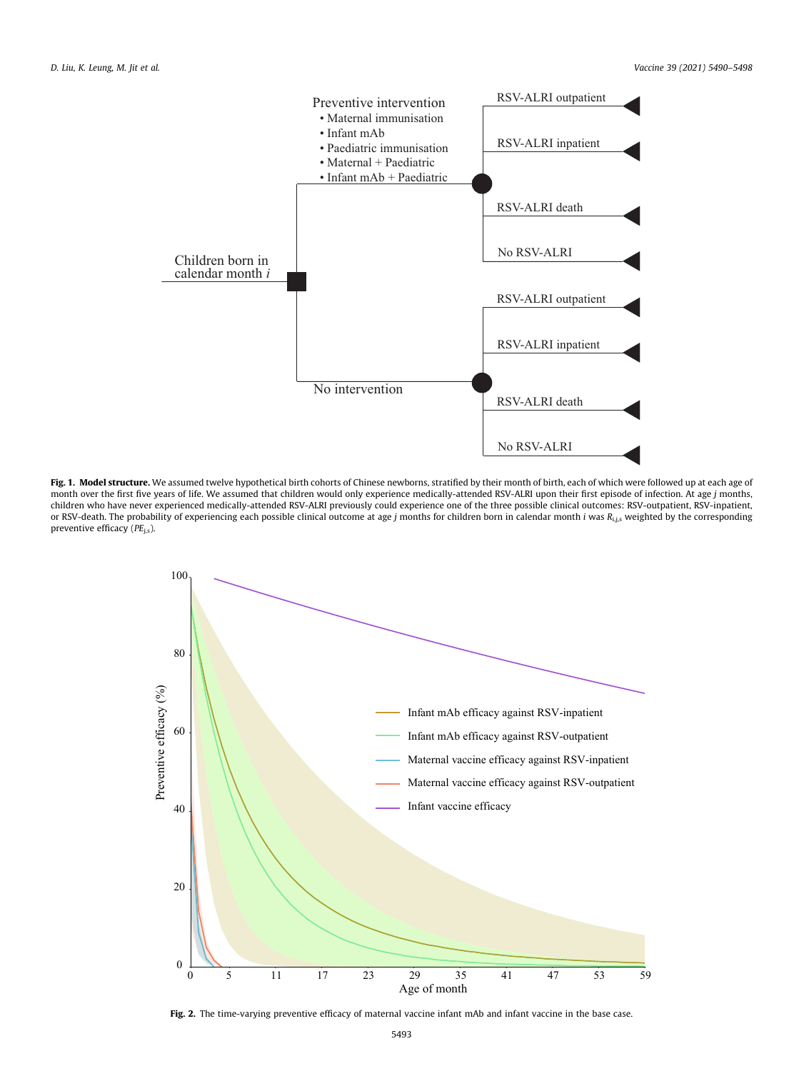Fig. 1. **Model structure.** We assumed twelve hypothetical birth cohorts of Chinese newborns, stratified by their month of birth, each of which were followed up at each age of month over the first five years of life. We assumed that children would only experience medically-attended RSV-ALRI upon their first episode of infection. At age $j$ months, children who have never experienced medically-attended RSV-ALRI previously could experience one of the three possible clinical outcomes: RSV-outpatient, RSV-inpatient, or RSV-death. The probability of experiencing each possible clinical outcome at age $j$ months for children born in calendar month $i$ was $R_{i,j,s}$ weighted by the corresponding preventive efficacy ($PE_{j,s}$).

Fig. 2. The time-varying preventive efficacy of maternal vaccine infant mAb and infant vaccine in the base case.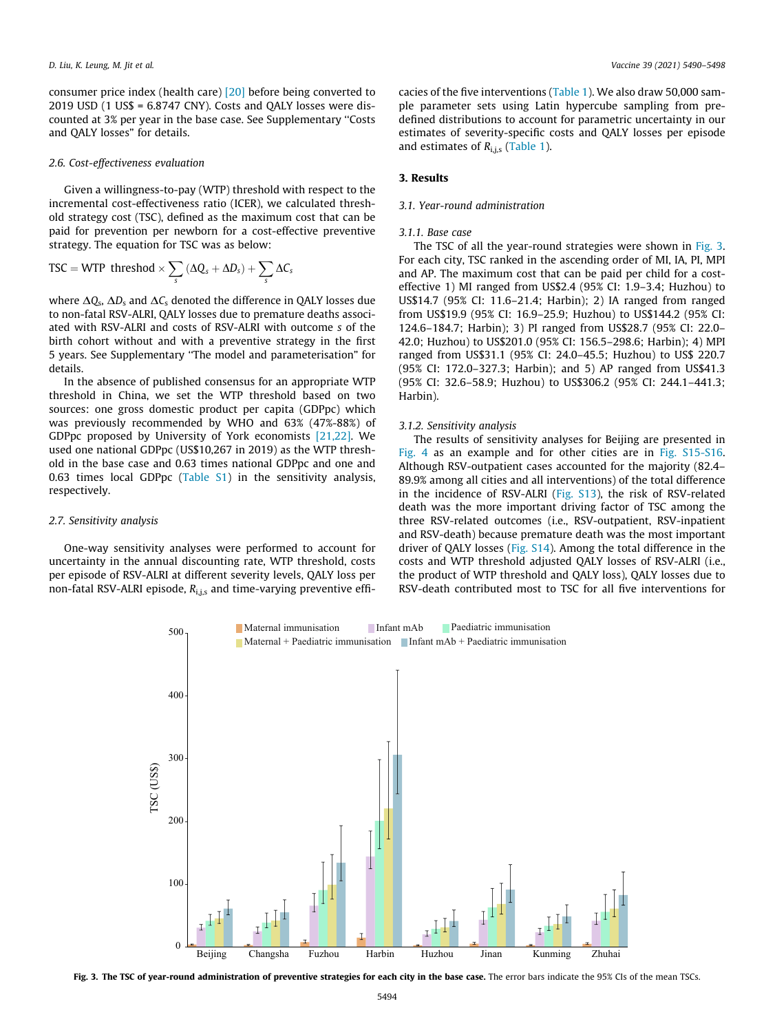consumer price index (health care) [20] before being converted to 2019 USD (1 US$ = 6.8747 CNY). Costs and QALY losses were discounted at 3% per year in the base case. See Supplementary "Costs and QALY losses" for details.

### 2.6. Cost-effectiveness evaluation

Given a willingness-to-pay (WTP) threshold with respect to the incremental cost-effectiveness ratio (ICER), we calculated threshold strategy cost (TSC), defined as the maximum cost that can be paid for prevention per newborn for a cost-effective preventive strategy. The equation for TSC was as below:

$$\mathrm{TSC} = \mathrm{WTP\ \ threshold} \times \sum_s (\Delta Q_s + \Delta D_s) + \sum_s \Delta C_s$$

where $\Delta Q_s$, $\Delta D_s$ and $\Delta C_s$ denoted the difference in QALY losses due to non-fatal RSV-ALRI, QALY losses due to premature deaths associated with RSV-ALRI and costs of RSV-ALRI with outcome $s$ of the birth cohort without and with a preventive strategy in the first 5 years. See Supplementary "The model and parameterisation" for details.

In the absence of published consensus for an appropriate WTP threshold in China, we set the WTP threshold based on two sources: one gross domestic product per capita (GDPpc) which was previously recommended by WHO and 63% (47%-88%) of GDPpc proposed by University of York economists [21,22]. We used one national GDPpc (US$10,267 in 2019) as the WTP threshold in the base case and 0.63 times national GDPpc and one and 0.63 times local GDPpc (Table S1) in the sensitivity analysis, respectively.

### 2.7. Sensitivity analysis

One-way sensitivity analyses were performed to account for uncertainty in the annual discounting rate, WTP threshold, costs per episode of RSV-ALRI at different severity levels, QALY loss per non-fatal RSV-ALRI episode, $R_{i,j,s}$ and time-varying preventive efficacies of the five interventions (Table 1). We also draw 50,000 sample parameter sets using Latin hypercube sampling from predefined distributions to account for parametric uncertainty in our estimates of severity-specific costs and QALY losses per episode and estimates of $R_{i,j,s}$ (Table 1).

## 3. Results

### 3.1. Year-round administration

#### 3.1.1. Base case

The TSC of all the year-round strategies were shown in Fig. 3. For each city, TSC ranked in the ascending order of MI, IA, PI, MPI and AP. The maximum cost that can be paid per child for a cost-effective 1) MI ranged from US$2.4 (95% CI: 1.9–3.4; Huzhou) to US$14.7 (95% CI: 11.6–21.4; Harbin); 2) IA ranged from ranged from US$19.9 (95% CI: 16.9–25.9; Huzhou) to US$144.2 (95% CI: 124.6–184.7; Harbin); 3) PI ranged from US$28.7 (95% CI: 22.0–42.0; Huzhou) to US$201.0 (95% CI: 156.5–298.6; Harbin); 4) MPI ranged from US$31.1 (95% CI: 24.0–45.5; Huzhou) to US$ 220.7 (95% CI: 172.0–327.3; Harbin); and 5) AP ranged from US$41.3 (95% CI: 32.6–58.9; Huzhou) to US$306.2 (95% CI: 244.1–441.3; Harbin).

#### 3.1.2. Sensitivity analysis

The results of sensitivity analyses for Beijing are presented in Fig. 4 as an example and for other cities are in Fig. S15-S16. Although RSV-outpatient cases accounted for the majority (82.4–89.9% among all cities and all interventions) of the total difference in the incidence of RSV-ALRI (Fig. S13), the risk of RSV-related death was the more important driving factor of TSC among the three RSV-related outcomes (i.e., RSV-outpatient, RSV-inpatient and RSV-death) because premature death was the most important driver of QALY losses (Fig. S14). Among the total difference in the costs and WTP threshold adjusted QALY losses of RSV-ALRI (i.e., the product of WTP threshold and QALY loss), QALY losses due to RSV-death contributed most to TSC for all five interventions for

**Fig. 3. The TSC of year-round administration of preventive strategies for each city in the base case.** The error bars indicate the 95% CIs of the mean TSCs.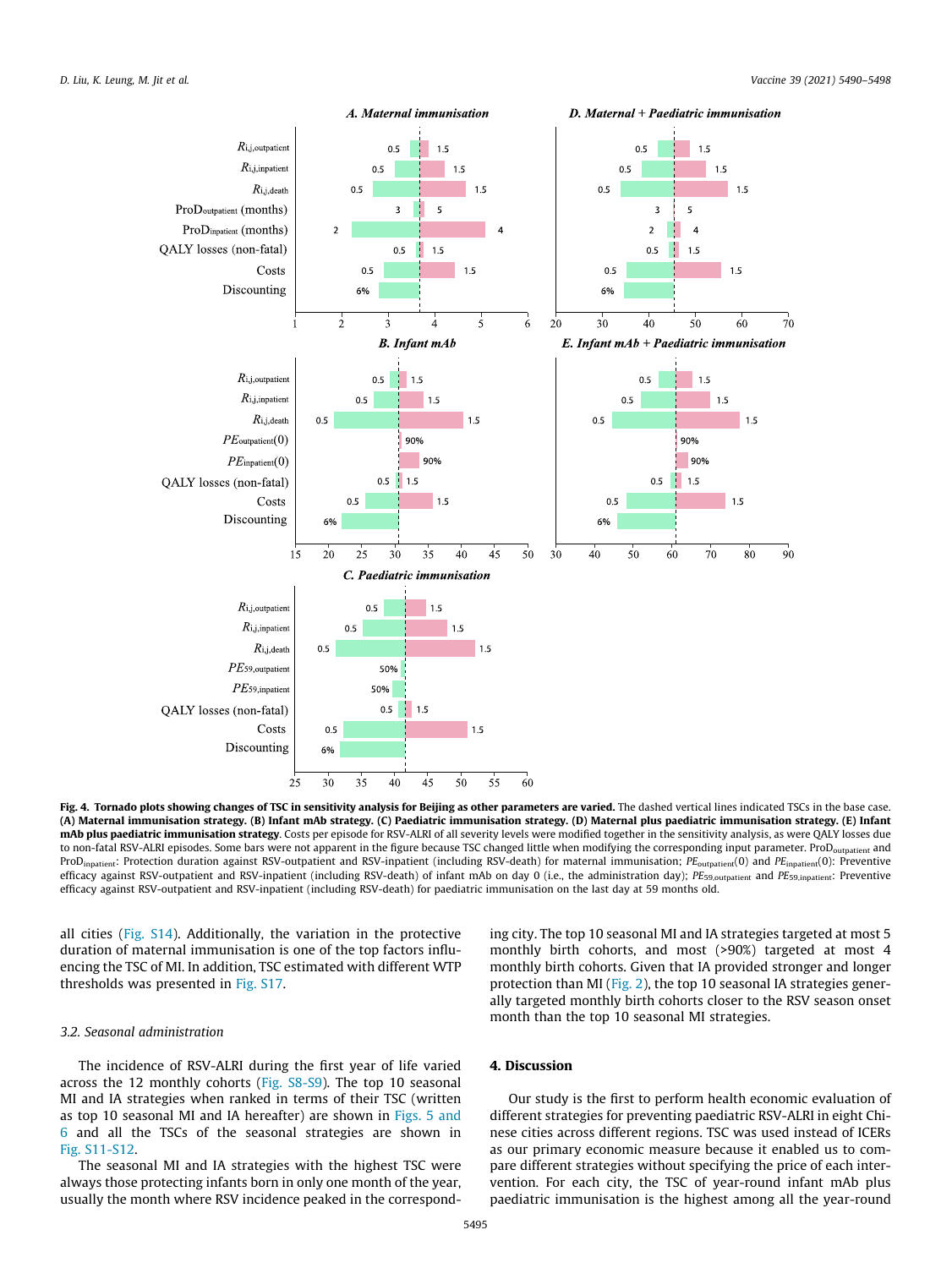**Fig. 4. Tornado plots showing changes of TSC in sensitivity analysis for Beijing as other parameters are varied.** The dashed vertical lines indicated TSCs in the base case. **(A) Maternal immunisation strategy. (B) Infant mAb strategy. (C) Paediatric immunisation strategy. (D) Maternal plus paediatric immunisation strategy. (E) Infant mAb plus paediatric immunisation strategy.** Costs per episode for RSV-ALRI of all severity levels were modified together in the sensitivity analysis, as were QALY losses due to non-fatal RSV-ALRI episodes. Some bars were not apparent in the figure because TSC changed little when modifying the corresponding input parameter. $ProD_{outpatient}$ and $ProD_{inpatient}$: Protection duration against RSV-outpatient and RSV-inpatient (including RSV-death) for maternal immunisation; $PE_{outpatient}(0)$ and $PE_{inpatient}(0)$: Preventive efficacy against RSV-outpatient and RSV-inpatient (including RSV-death) of infant mAb on day 0 (i.e., the administration day); $PE_{59,outpatient}$ and $PE_{59,inpatient}$: Preventive efficacy against RSV-outpatient and RSV-inpatient (including RSV-death) for paediatric immunisation on the last day at 59 months old.

all cities (Fig. S14). Additionally, the variation in the protective duration of maternal immunisation is one of the top factors influencing the TSC of MI. In addition, TSC estimated with different WTP thresholds was presented in Fig. S17.

### 3.2. Seasonal administration

The incidence of RSV-ALRI during the first year of life varied across the 12 monthly cohorts (Fig. S8-S9). The top 10 seasonal MI and IA strategies when ranked in terms of their TSC (written as top 10 seasonal MI and IA hereafter) are shown in Figs. 5 and 6 and all the TSCs of the seasonal strategies are shown in Fig. S11-S12.

The seasonal MI and IA strategies with the highest TSC were always those protecting infants born in only one month of the year, usually the month where RSV incidence peaked in the corresponding city. The top 10 seasonal MI and IA strategies targeted at most 5 monthly birth cohorts, and most (>90%) targeted at most 4 monthly birth cohorts. Given that IA provided stronger and longer protection than MI (Fig. 2), the top 10 seasonal IA strategies generally targeted monthly birth cohorts closer to the RSV season onset month than the top 10 seasonal MI strategies.

## 4. Discussion

Our study is the first to perform health economic evaluation of different strategies for preventing paediatric RSV-ALRI in eight Chinese cities across different regions. TSC was used instead of ICERs as our primary economic measure because it enabled us to compare different strategies without specifying the price of each intervention. For each city, the TSC of year-round infant mAb plus paediatric immunisation is the highest among all the year-round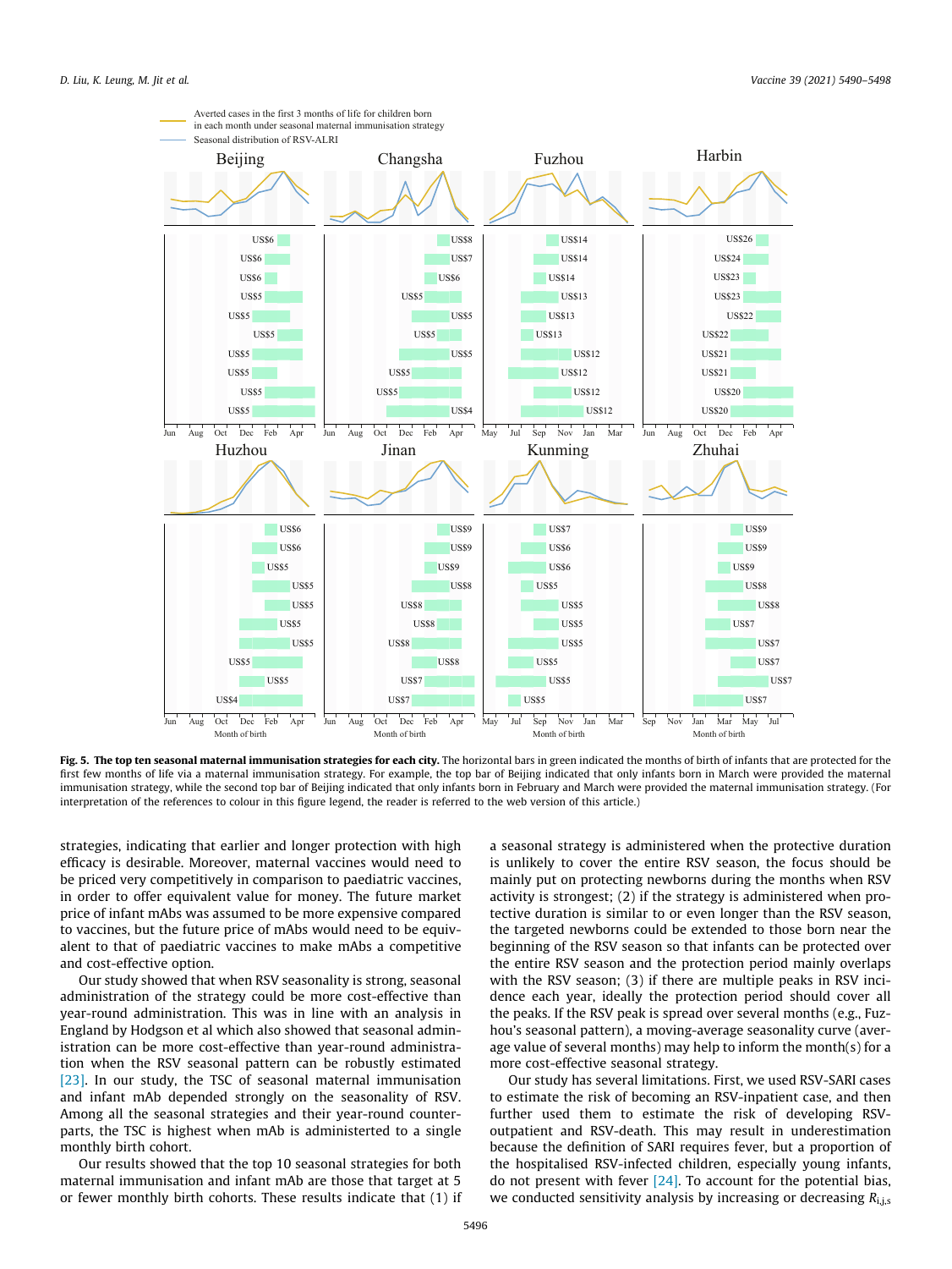**Fig. 5. The top ten seasonal maternal immunisation strategies for each city.** The horizontal bars in green indicated the months of birth of infants that are protected for the first few months of life via a maternal immunisation strategy. For example, the top bar of Beijing indicated that only infants born in March were provided the maternal immunisation strategy, while the second top bar of Beijing indicated that only infants born in February and March were provided the maternal immunisation strategy. (For interpretation of the references to colour in this figure legend, the reader is referred to the web version of this article.)

strategies, indicating that earlier and longer protection with high efficacy is desirable. Moreover, maternal vaccines would need to be priced very competitively in comparison to paediatric vaccines, in order to offer equivalent value for money. The future market price of infant mAbs was assumed to be more expensive compared to vaccines, but the future price of mAbs would need to be equivalent to that of paediatric vaccines to make mAbs a competitive and cost-effective option.

Our study showed that when RSV seasonality is strong, seasonal administration of the strategy could be more cost-effective than year-round administration. This was in line with an analysis in England by Hodgson et al which also showed that seasonal administration can be more cost-effective than year-round administration when the RSV seasonal pattern can be robustly estimated [23]. In our study, the TSC of seasonal maternal immunisation and infant mAb depended strongly on the seasonality of RSV. Among all the seasonal strategies and their year-round counterparts, the TSC is highest when mAb is administerted to a single monthly birth cohort.

Our results showed that the top 10 seasonal strategies for both maternal immunisation and infant mAb are those that target at 5 or fewer monthly birth cohorts. These results indicate that (1) if a seasonal strategy is administered when the protective duration is unlikely to cover the entire RSV season, the focus should be mainly put on protecting newborns during the months when RSV activity is strongest; (2) if the strategy is administered when protective duration is similar to or even longer than the RSV season, the targeted newborns could be extended to those born near the beginning of the RSV season so that infants can be protected over the entire RSV season and the protection period mainly overlaps with the RSV season; (3) if there are multiple peaks in RSV incidence each year, ideally the protection period should cover all the peaks. If the RSV peak is spread over several months (e.g., Fuzhou's seasonal pattern), a moving-average seasonality curve (average value of several months) may help to inform the month(s) for a more cost-effective seasonal strategy.

Our study has several limitations. First, we used RSV-SARI cases to estimate the risk of becoming an RSV-inpatient case, and then further used them to estimate the risk of developing RSV-outpatient and RSV-death. This may result in underestimation because the definition of SARI requires fever, but a proportion of the hospitalised RSV-infected children, especially young infants, do not present with fever [24]. To account for the potential bias, we conducted sensitivity analysis by increasing or decreasing $R_{i,j,s}$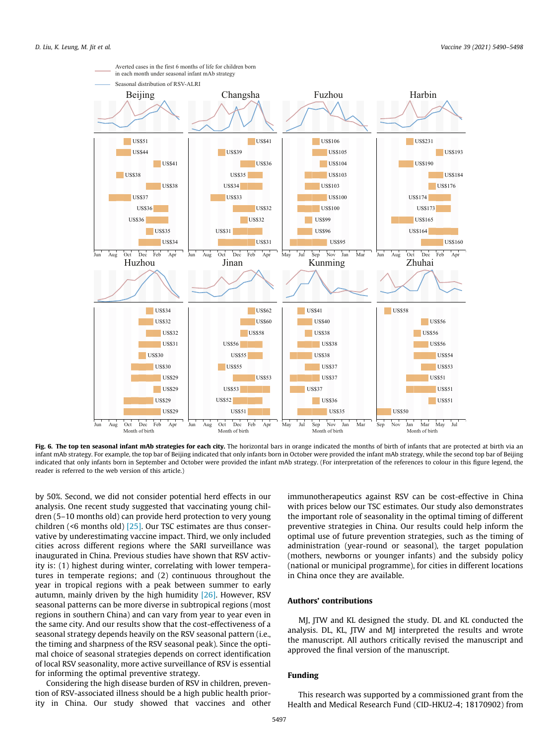**Fig. 6. The top ten seasonal infant mAb strategies for each city.** The horizontal bars in orange indicated the months of birth of infants that are protected at birth via an infant mAb strategy. For example, the top bar of Beijing indicated that only infants born in October were provided the infant mAb strategy, while the second top bar of Beijing indicated that only infants born in September and October were provided the infant mAb strategy. (For interpretation of the references to colour in this figure legend, the reader is referred to the web version of this article.)

by 50%. Second, we did not consider potential herd effects in our analysis. One recent study suggested that vaccinating young children (5–10 months old) can provide herd protection to very young children (<6 months old) [25]. Our TSC estimates are thus conservative by underestimating vaccine impact. Third, we only included cities across different regions where the SARI surveillance was inaugurated in China. Previous studies have shown that RSV activity is: (1) highest during winter, correlating with lower temperatures in temperate regions; and (2) continuous throughout the year in tropical regions with a peak between summer to early autumn, mainly driven by the high humidity [26]. However, RSV seasonal patterns can be more diverse in subtropical regions (most regions in southern China) and can vary from year to year even in the same city. And our results show that the cost-effectiveness of a seasonal strategy depends heavily on the RSV seasonal pattern (i.e., the timing and sharpness of the RSV seasonal peak). Since the optimal choice of seasonal strategies depends on correct identification of local RSV seasonality, more active surveillance of RSV is essential for informing the optimal preventive strategy.

Considering the high disease burden of RSV in children, prevention of RSV-associated illness should be a high public health priority in China. Our study showed that vaccines and other immunotherapeutics against RSV can be cost-effective in China with prices below our TSC estimates. Our study also demonstrates the important role of seasonality in the optimal timing of different preventive strategies in China. Our results could help inform the optimal use of future prevention strategies, such as the timing of administration (year-round or seasonal), the target population (mothers, newborns or younger infants) and the subsidy policy (national or municipal programme), for cities in different locations in China once they are available.

## Authors' contributions

MJ, JTW and KL designed the study. DL and KL conducted the analysis. DL, KL, JTW and MJ interpreted the results and wrote the manuscript. All authors critically revised the manuscript and approved the final version of the manuscript.

## Funding

This research was supported by a commissioned grant from the Health and Medical Research Fund (CID-HKU2-4; 18170902) from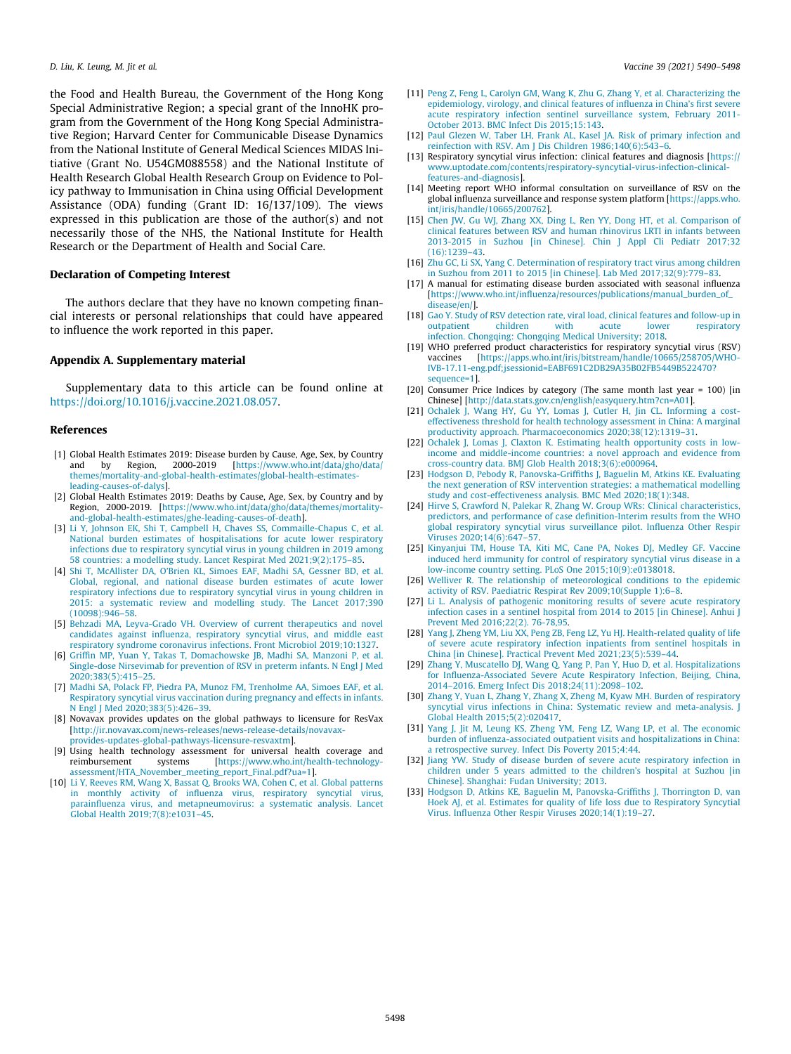the Food and Health Bureau, the Government of the Hong Kong Special Administrative Region; a special grant of the InnoHK program from the Government of the Hong Kong Special Administrative Region; Harvard Center for Communicable Disease Dynamics from the National Institute of General Medical Sciences MIDAS Initiative (Grant No. U54GM088558) and the National Institute of Health Research Global Health Research Group on Evidence to Policy pathway to Immunisation in China using Official Development Assistance (ODA) funding (Grant ID: 16/137/109). The views expressed in this publication are those of the author(s) and not necessarily those of the NHS, the National Institute for Health Research or the Department of Health and Social Care.

## Declaration of Competing Interest

The authors declare that they have no known competing financial interests or personal relationships that could have appeared to influence the work reported in this paper.

## Appendix A. Supplementary material

Supplementary data to this article can be found online at https://doi.org/10.1016/j.vaccine.2021.08.057.

## References

[1] Global Health Estimates 2019: Disease burden by Cause, Age, Sex, by Country and by Region, 2000-2019 [https://www.who.int/data/gho/data/themes/mortality-and-global-health-estimates/global-health-estimates-leading-causes-of-dalys].

[2] Global Health Estimates 2019: Deaths by Cause, Age, Sex, by Country and by Region, 2000-2019. [https://www.who.int/data/gho/data/themes/mortality-and-global-health-estimates/ghe-leading-causes-of-death].

[3] Li Y, Johnson EK, Shi T, Campbell H, Chaves SS, Commaille-Chapus C, et al. National burden estimates of hospitalisations for acute lower respiratory infections due to respiratory syncytial virus in young children in 2019 among 58 countries: a modelling study. Lancet Respirat Med 2021;9(2):175–85.

[4] Shi T, McAllister DA, O'Brien KL, Simoes EAF, Madhi SA, Gessner BD, et al. Global, regional, and national disease burden estimates of acute lower respiratory infections due to respiratory syncytial virus in young children in 2015: a systematic review and modelling study. The Lancet 2017;390(10098):946–58.

[5] Behzadi MA, Leyva-Grado VH. Overview of current therapeutics and novel candidates against influenza, respiratory syncytial virus, and middle east respiratory syndrome coronavirus infections. Front Microbiol 2019;10:1327.

[6] Griffin MP, Yuan Y, Takas T, Domachowske JB, Madhi SA, Manzoni P, et al. Single-dose Nirsevimab for prevention of RSV in preterm infants. N Engl J Med 2020;383(5):415–25.

[7] Madhi SA, Polack FP, Piedra PA, Munoz FM, Trenholme AA, Simoes EAF, et al. Respiratory syncytial virus vaccination during pregnancy and effects in infants. N Engl J Med 2020;383(5):426–39.

[8] Novavax provides updates on the global pathways to licensure for ResVax [http://ir.novavax.com/news-releases/news-release-details/novavax-provides-updates-global-pathways-licensure-resvaxtm].

[9] Using health technology assessment for universal health coverage and reimbursement systems [https://www.who.int/health-technology-assessment/HTA_November_meeting_report_Final.pdf?ua=1].

[10] Li Y, Reeves RM, Wang X, Bassat Q, Brooks WA, Cohen C, et al. Global patterns in monthly activity of influenza virus, respiratory syncytial virus, parainfluenza virus, and metapneumovirus: a systematic analysis. Lancet Global Health 2019;7(8):e1031–45.

[11] Peng Z, Feng L, Carolyn GM, Wang K, Zhu G, Zhang Y, et al. Characterizing the epidemiology, virology, and clinical features of influenza in China's first severe acute respiratory infection sentinel surveillance system, February 2011-October 2013. BMC Infect Dis 2015;15:143.

[12] Paul Glezen W, Taber LH, Frank AL, Kasel JA. Risk of primary infection and reinfection with RSV. Am J Dis Children 1986;140(6):543–6.

[13] Respiratory syncytial virus infection: clinical features and diagnosis [https://www.uptodate.com/contents/respiratory-syncytial-virus-infection-clinical-features-and-diagnosis].

[14] Meeting report WHO informal consultation on surveillance of RSV on the global influenza surveillance and response system platform [https://apps.who.int/iris/handle/10665/200762].

[15] Chen JW, Gu WJ, Zhang XX, Ding L, Ren YY, Dong HT, et al. Comparison of clinical features between RSV and human rhinovirus LRTI in infants between 2013-2015 in Suzhou [in Chinese]. Chin J Appl Cli Pediatr 2017;32(16):1239–43.

[16] Zhu GC, Li SX, Yang C. Determination of respiratory tract virus among children in Suzhou from 2011 to 2015 [in Chinese]. Lab Med 2017;32(9):779–83.

[17] A manual for estimating disease burden associated with seasonal influenza [https://www.who.int/influenza/resources/publications/manual_burden_of_disease/en/].

[18] Gao Y. Study of RSV detection rate, viral load, clinical features and follow-up in outpatient children with acute lower respiratory infection. Chongqing: Chongqing Medical University; 2018.

[19] WHO preferred product characteristics for respiratory syncytial virus (RSV) vaccines [https://apps.who.int/iris/bitstream/handle/10665/258705/WHO-IVB-17.11-eng.pdf;jsessionid=EABF691C2DB29A35B02FB5449B522470?sequence=1].

[20] Consumer Price Indices by category (The same month last year = 100) [in Chinese] [http://data.stats.gov.cn/english/easyquery.htm?cn=A01].

[21] Ochalek J, Wang HY, Gu YY, Lomas J, Cutler H, Jin CL. Informing a cost-effectiveness threshold for health technology assessment in China: A marginal productivity approach. Pharmacoeconomics 2020;38(12):1319–31.

[22] Ochalek J, Lomas J, Claxton K. Estimating health opportunity costs in low-income and middle-income countries: a novel approach and evidence from cross-country data. BMJ Glob Health 2018;3(6):e000964.

[23] Hodgson D, Pebody R, Panovska-Griffiths J, Baguelin M, Atkins KE. Evaluating the next generation of RSV intervention strategies: a mathematical modelling study and cost-effectiveness analysis. BMC Med 2020;18(1):348.

[24] Hirve S, Crawford N, Palekar R, Zhang W. Group WRs: Clinical characteristics, predictors, and performance of case definition-Interim results from the WHO global respiratory syncytial virus surveillance pilot. Influenza Other Respir Viruses 2020;14(6):647–57.

[25] Kinyanjui TM, House TA, Kiti MC, Cane PA, Nokes DJ, Medley GF. Vaccine induced herd immunity for control of respiratory syncytial virus disease in a low-income country setting. PLoS One 2015;10(9):e0138018.

[26] Welliver R. The relationship of meteorological conditions to the epidemic activity of RSV. Paediatric Respirat Rev 2009;10(Supple 1):6–8.

[27] Li L. Analysis of pathogenic monitoring results of severe acute respiratory infection cases in a sentinel hospital from 2014 to 2015 [in Chinese]. Anhui J Prevent Med 2016;22(2). 76-78,95.

[28] Yang J, Zheng YM, Liu XX, Peng ZB, Feng LZ, Yu HJ. Health-related quality of life of severe acute respiratory infection inpatients from sentinel hospitals in China [in Chinese]. Practical Prevent Med 2021;23(5):539–44.

[29] Zhang Y, Muscatello DJ, Wang Q, Yang P, Pan Y, Huo D, et al. Hospitalizations for Influenza-Associated Severe Acute Respiratory Infection, Beijing, China, 2014–2016. Emerg Infect Dis 2018;24(11):2098–102.

[30] Zhang Y, Yuan L, Zhang Y, Zhang X, Zheng M, Kyaw MH. Burden of respiratory syncytial virus infections in China: Systematic review and meta-analysis. J Global Health 2015;5(2):020417.

[31] Yang J, Jit M, Leung KS, Zheng YM, Feng LZ, Wang LP, et al. The economic burden of influenza-associated outpatient visits and hospitalizations in China: a retrospective survey. Infect Dis Poverty 2015;4:44.

[32] Jiang YW. Study of disease burden of severe acute respiratory infection in children under 5 years admitted to the children's hospital at Suzhou [in Chinese]. Shanghai: Fudan University; 2013.

[33] Hodgson D, Atkins KE, Baguelin M, Panovska-Griffiths J, Thorrington D, van Hoek AJ, et al. Estimates for quality of life loss due to Respiratory Syncytial Virus. Influenza Other Respir Viruses 2020;14(1):19–27.